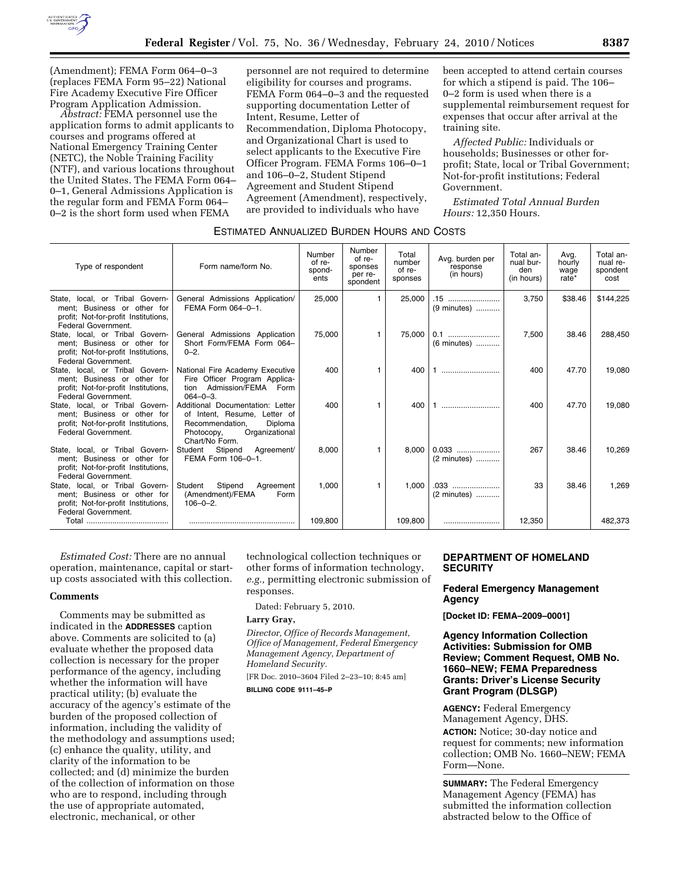(Amendment); FEMA Form 064–0–3 (replaces FEMA Form 95–22) National Fire Academy Executive Fire Officer Program Application Admission.

*Abstract:* FEMA personnel use the application forms to admit applicants to courses and programs offered at National Emergency Training Center (NETC), the Noble Training Facility (NTF), and various locations throughout the United States. The FEMA Form 064–0–1, General Admissions Application is the regular form and FEMA Form 064–0–2 is the short form used when FEMA personnel are not required to determine eligibility for courses and programs. FEMA Form 064–0–3 and the requested supporting documentation Letter of Intent, Resume, Letter of Recommendation, Diploma Photocopy, and Organizational Chart is used to select applicants to the Executive Fire Officer Program. FEMA Forms 106–0–1 and 106–0–2, Student Stipend Agreement and Student Stipend Agreement (Amendment), respectively, are provided to individuals who have been accepted to attend certain courses for which a stipend is paid. The 106–0–2 form is used when there is a supplemental reimbursement request for expenses that occur after arrival at the training site.

*Affected Public:* Individuals or households; Businesses or other for-profit; State, local or Tribal Government; Not-for-profit institutions; Federal Government.

*Estimated Total Annual Burden Hours:* 12,350 Hours.

ESTIMATED ANNUALIZED BURDEN HOURS AND COSTS

| Type of respondent | Form name/form No. | Number of respondents | Number of responses per respondent | Total number of responses | Avg. burden per response (in hours) | Total annual burden (in hours) | Avg. hourly wage rate* | Total annual respondent cost |
|---|---|---|---|---|---|---|---|---|
| State, local, or Tribal Government; Business or other for profit; Not-for-profit Institutions, Federal Government. | General Admissions Application/ FEMA Form 064–0–1. | 25,000 | 1 | 25,000 | .15 (9 minutes) | 3,750 | $38.46 | $144,225 |
| State, local, or Tribal Government; Business or other for profit; Not-for-profit Institutions, Federal Government. | General Admissions Application Short Form/FEMA Form 064–0–2. | 75,000 | 1 | 75,000 | 0.1 (6 minutes) | 7,500 | 38.46 | 288,450 |
| State, local, or Tribal Government; Business or other for profit; Not-for-profit Institutions, Federal Government. | National Fire Academy Executive Fire Officer Program Application Admission/FEMA Form 064–0–3. | 400 | 1 | 400 | 1 | 400 | 47.70 | 19,080 |
| State, local, or Tribal Government; Business or other for profit; Not-for-profit Institutions, Federal Government. | Additional Documentation: Letter of Intent, Resume, Letter of Recommendation, Diploma Photocopy, Organizational Chart/No Form. | 400 | 1 | 400 | 1 | 400 | 47.70 | 19,080 |
| State, local, or Tribal Government; Business or other for profit; Not-for-profit Institutions, Federal Government. | Student Stipend Agreement/ FEMA Form 106–0–1. | 8,000 | 1 | 8,000 | 0.033 (2 minutes) | 267 | 38.46 | 10,269 |
| State, local, or Tribal Government; Business or other for profit; Not-for-profit Institutions, Federal Government. | Student Stipend Agreement (Amendment)/FEMA Form 106–0–2. | 1,000 | 1 | 1,000 | .033 (2 minutes) | 33 | 38.46 | 1,269 |
| Total | | 109,800 | | 109,800 | | 12,350 | | 482,373 |

*Estimated Cost:* There are no annual operation, maintenance, capital or start-up costs associated with this collection.

## Comments

Comments may be submitted as indicated in the **ADDRESSES** caption above. Comments are solicited to (a) evaluate whether the proposed data collection is necessary for the proper performance of the agency, including whether the information will have practical utility; (b) evaluate the accuracy of the agency's estimate of the burden of the proposed collection of information, including the validity of the methodology and assumptions used; (c) enhance the quality, utility, and clarity of the information to be collected; and (d) minimize the burden of the collection of information on those who are to respond, including through the use of appropriate automated, electronic, mechanical, or other technological collection techniques or other forms of information technology, *e.g.,* permitting electronic submission of responses.

Dated: February 5, 2010.

**Larry Gray,**

*Director, Office of Records Management, Office of Management, Federal Emergency Management Agency, Department of Homeland Security.*

[FR Doc. 2010–3604 Filed 2–23–10; 8:45 am]

**BILLING CODE 9111–45–P**

## DEPARTMENT OF HOMELAND SECURITY

### Federal Emergency Management Agency

**[Docket ID: FEMA–2009–0001]**

### Agency Information Collection Activities: Submission for OMB Review; Comment Request, OMB No. 1660–NEW; FEMA Preparedness Grants: Driver's License Security Grant Program (DLSGP)

**AGENCY:** Federal Emergency Management Agency, DHS.

**ACTION:** Notice; 30-day notice and request for comments; new information collection; OMB No. 1660–NEW; FEMA Form—None.

**SUMMARY:** The Federal Emergency Management Agency (FEMA) has submitted the information collection abstracted below to the Office of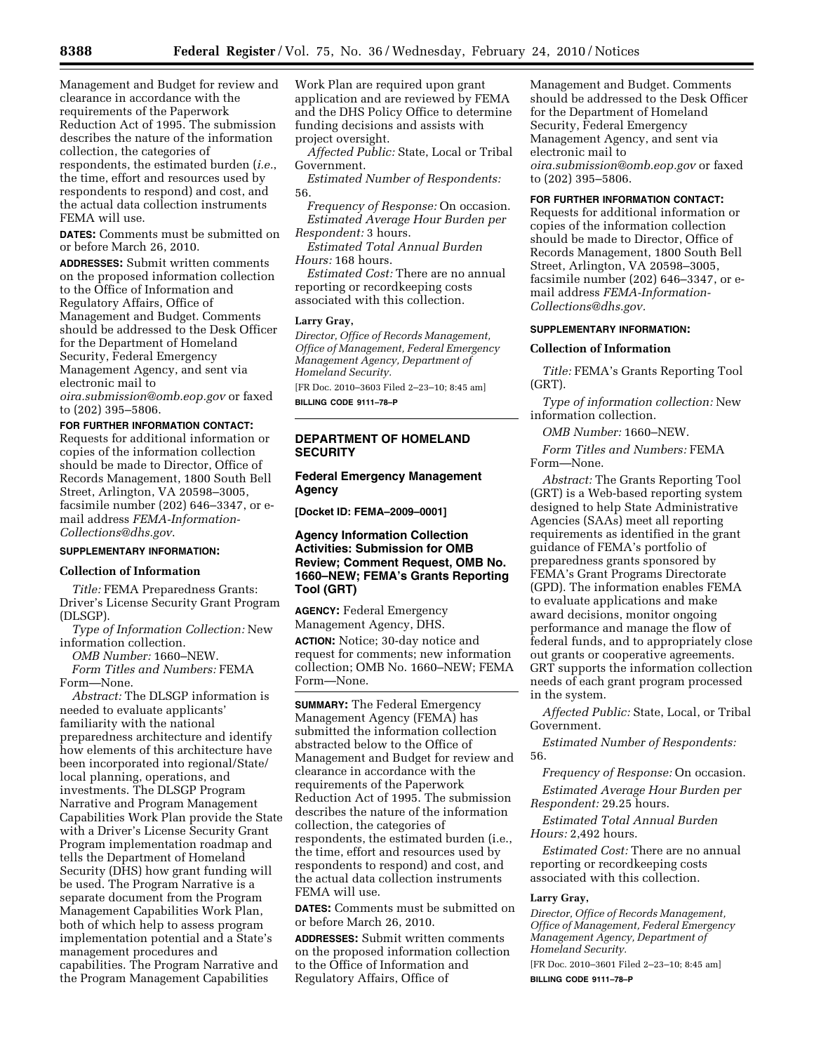Management and Budget for review and clearance in accordance with the requirements of the Paperwork Reduction Act of 1995. The submission describes the nature of the information collection, the categories of respondents, the estimated burden (*i.e.*, the time, effort and resources used by respondents to respond) and cost, and the actual data collection instruments FEMA will use.

**DATES:** Comments must be submitted on or before March 26, 2010.

**ADDRESSES:** Submit written comments on the proposed information collection to the Office of Information and Regulatory Affairs, Office of Management and Budget. Comments should be addressed to the Desk Officer for the Department of Homeland Security, Federal Emergency Management Agency, and sent via electronic mail to *oira.submission@omb.eop.gov* or faxed to (202) 395–5806.

**FOR FURTHER INFORMATION CONTACT:** Requests for additional information or copies of the information collection should be made to Director, Office of Records Management, 1800 South Bell Street, Arlington, VA 20598–3005, facsimile number (202) 646–3347, or e-mail address *FEMA-Information-Collections@dhs.gov*.

**SUPPLEMENTARY INFORMATION:**

**Collection of Information**

*Title:* FEMA Preparedness Grants: Driver's License Security Grant Program (DLSGP).

*Type of Information Collection:* New information collection.

*OMB Number:* 1660–NEW.

*Form Titles and Numbers:* FEMA Form—None.

*Abstract:* The DLSGP information is needed to evaluate applicants' familiarity with the national preparedness architecture and identify how elements of this architecture have been incorporated into regional/State/local planning, operations, and investments. The DLSGP Program Narrative and Program Management Capabilities Work Plan provide the State with a Driver's License Security Grant Program implementation roadmap and tells the Department of Homeland Security (DHS) how grant funding will be used. The Program Narrative is a separate document from the Program Management Capabilities Work Plan, both of which help to assess program implementation potential and a State's management procedures and capabilities. The Program Narrative and the Program Management Capabilities Work Plan are required upon grant application and are reviewed by FEMA and the DHS Policy Office to determine funding decisions and assists with project oversight.

*Affected Public:* State, Local or Tribal Government.

*Estimated Number of Respondents:* 56.

*Frequency of Response:* On occasion.

*Estimated Average Hour Burden per Respondent:* 3 hours.

*Estimated Total Annual Burden Hours:* 168 hours.

*Estimated Cost:* There are no annual reporting or recordkeeping costs associated with this collection.

**Larry Gray,**

*Director, Office of Records Management, Office of Management, Federal Emergency Management Agency, Department of Homeland Security.*

[FR Doc. 2010–3603 Filed 2–23–10; 8:45 am]

**BILLING CODE 9111–78–P**

---

## DEPARTMENT OF HOMELAND SECURITY

### Federal Emergency Management Agency

**[Docket ID: FEMA–2009–0001]**

### Agency Information Collection Activities: Submission for OMB Review; Comment Request, OMB No. 1660–NEW; FEMA's Grants Reporting Tool (GRT)

**AGENCY:** Federal Emergency Management Agency, DHS.

**ACTION:** Notice; 30-day notice and request for comments; new information collection; OMB No. 1660–NEW; FEMA Form—None.

**SUMMARY:** The Federal Emergency Management Agency (FEMA) has submitted the information collection abstracted below to the Office of Management and Budget for review and clearance in accordance with the requirements of the Paperwork Reduction Act of 1995. The submission describes the nature of the information collection, the categories of respondents, the estimated burden (i.e., the time, effort and resources used by respondents to respond) and cost, and the actual data collection instruments FEMA will use.

**DATES:** Comments must be submitted on or before March 26, 2010.

**ADDRESSES:** Submit written comments on the proposed information collection to the Office of Information and Regulatory Affairs, Office of Management and Budget. Comments should be addressed to the Desk Officer for the Department of Homeland Security, Federal Emergency Management Agency, and sent via electronic mail to *oira.submission@omb.eop.gov* or faxed to (202) 395–5806.

**FOR FURTHER INFORMATION CONTACT:** Requests for additional information or copies of the information collection should be made to Director, Office of Records Management, 1800 South Bell Street, Arlington, VA 20598–3005, facsimile number (202) 646–3347, or e-mail address *FEMA-Information-Collections@dhs.gov.*

**SUPPLEMENTARY INFORMATION:**

**Collection of Information**

*Title:* FEMA's Grants Reporting Tool (GRT).

*Type of information collection:* New information collection.

*OMB Number:* 1660–NEW.

*Form Titles and Numbers:* FEMA Form—None.

*Abstract:* The Grants Reporting Tool (GRT) is a Web-based reporting system designed to help State Administrative Agencies (SAAs) meet all reporting requirements as identified in the grant guidance of FEMA's portfolio of preparedness grants sponsored by FEMA's Grant Programs Directorate (GPD). The information enables FEMA to evaluate applications and make award decisions, monitor ongoing performance and manage the flow of federal funds, and to appropriately close out grants or cooperative agreements. GRT supports the information collection needs of each grant program processed in the system.

*Affected Public:* State, Local, or Tribal Government.

*Estimated Number of Respondents:* 56.

*Frequency of Response:* On occasion.

*Estimated Average Hour Burden per Respondent:* 29.25 hours.

*Estimated Total Annual Burden Hours:* 2,492 hours.

*Estimated Cost:* There are no annual reporting or recordkeeping costs associated with this collection.

**Larry Gray,**

*Director, Office of Records Management, Office of Management, Federal Emergency Management Agency, Department of Homeland Security.*

[FR Doc. 2010–3601 Filed 2–23–10; 8:45 am]

**BILLING CODE 9111–78–P**